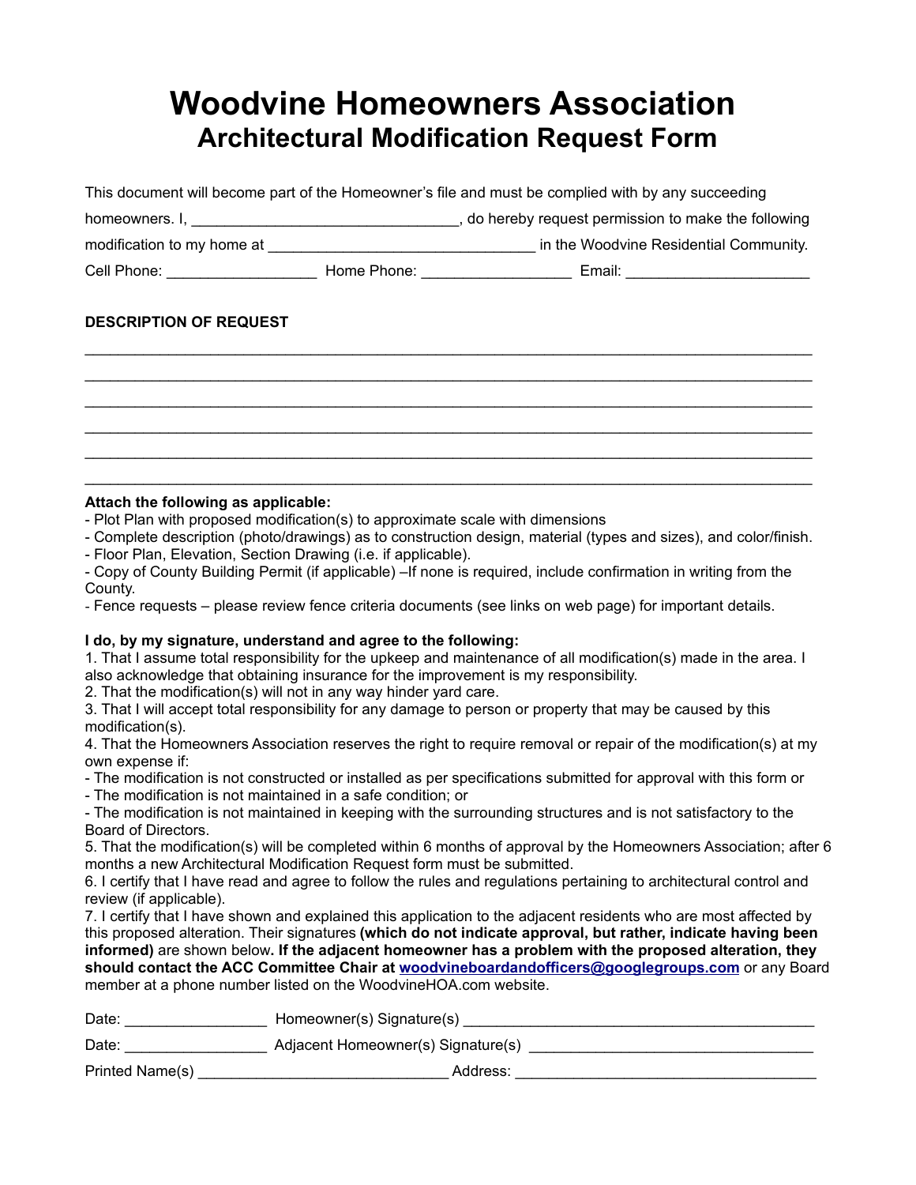# Woodvine Homeowners Association

## Architectural Modification Request Form

This document will become part of the Homeowner's file and must be complied with by any succeeding homeowners. I, ________________________________, do hereby request permission to make the following modification to my home at ________________________________ in the Woodvine Residential Community.

Cell Phone: _________________ Home Phone: _________________ Email: _____________________

**DESCRIPTION OF REQUEST**

______________________________________________________________________________________

______________________________________________________________________________________

______________________________________________________________________________________

______________________________________________________________________________________

______________________________________________________________________________________

______________________________________________________________________________________

**Attach the following as applicable:**

- Plot Plan with proposed modification(s) to approximate scale with dimensions
- Complete description (photo/drawings) as to construction design, material (types and sizes), and color/finish.
- Floor Plan, Elevation, Section Drawing (i.e. if applicable).
- Copy of County Building Permit (if applicable) –If none is required, include confirmation in writing from the County.
- Fence requests – please review fence criteria documents (see links on web page) for important details.

**I do, by my signature, understand and agree to the following:**

1. That I assume total responsibility for the upkeep and maintenance of all modification(s) made in the area. I also acknowledge that obtaining insurance for the improvement is my responsibility.
2. That the modification(s) will not in any way hinder yard care.
3. That I will accept total responsibility for any damage to person or property that may be caused by this modification(s).
4. That the Homeowners Association reserves the right to require removal or repair of the modification(s) at my own expense if:
   - The modification is not constructed or installed as per specifications submitted for approval with this form or
   - The modification is not maintained in a safe condition; or
   - The modification is not maintained in keeping with the surrounding structures and is not satisfactory to the Board of Directors.
5. That the modification(s) will be completed within 6 months of approval by the Homeowners Association; after 6 months a new Architectural Modification Request form must be submitted.
6. I certify that I have read and agree to follow the rules and regulations pertaining to architectural control and review (if applicable).
7. I certify that I have shown and explained this application to the adjacent residents who are most affected by this proposed alteration. Their signatures **(which do not indicate approval, but rather, indicate having been informed)** are shown below**. If the adjacent homeowner has a problem with the proposed alteration, they should contact the ACC Committee Chair at woodvineboardandofficers@googlegroups.com** or any Board member at a phone number listed on the WoodvineHOA.com website.

Date: ________________ Homeowner(s) Signature(s) ________________________________________

Date: ________________ Adjacent Homeowner(s) Signature(s) _________________________________

Printed Name(s) ______________________________ Address: ____________________________________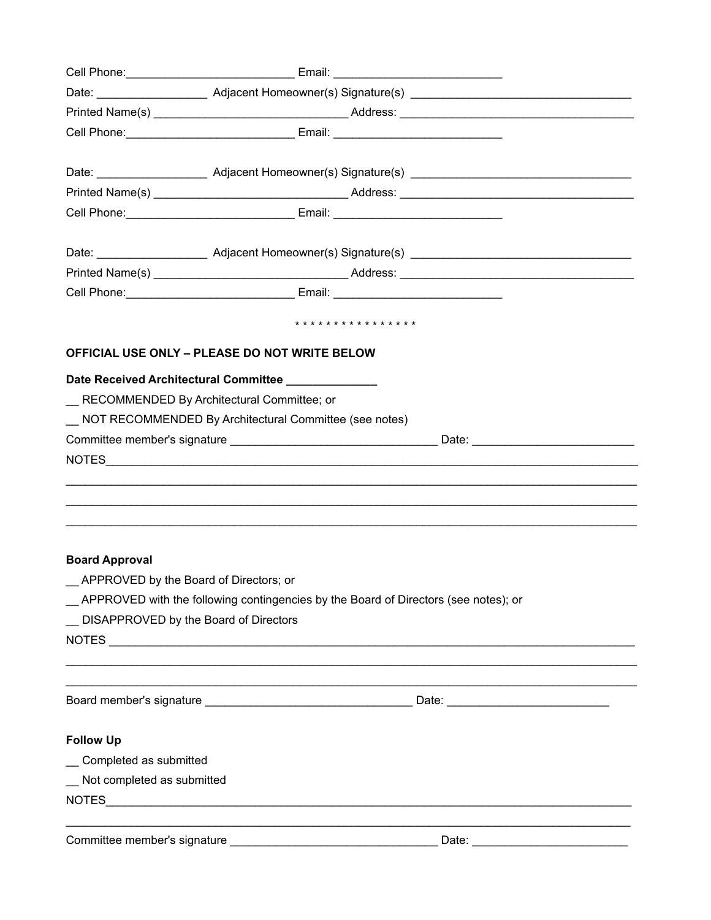Cell Phone:__________________________ Email: __________________________

Date: _________________ Adjacent Homeowner(s) Signature(s) __________________________________

Printed Name(s) ______________________________ Address: ____________________________________

Cell Phone:__________________________ Email: __________________________

Date: _________________ Adjacent Homeowner(s) Signature(s) __________________________________

Printed Name(s) ______________________________ Address: ____________________________________

Cell Phone:__________________________ Email: __________________________

Date: _________________ Adjacent Homeowner(s) Signature(s) __________________________________

Printed Name(s) ______________________________ Address: ____________________________________

Cell Phone:__________________________ Email: __________________________

* * * * * * * * * * * * * * * *

**OFFICIAL USE ONLY – PLEASE DO NOT WRITE BELOW**

**Date Received Architectural Committee ______________**

__ RECOMMENDED By Architectural Committee; or

__ NOT RECOMMENDED By Architectural Committee (see notes)

Committee member's signature ________________________________ Date: ________________________

NOTES_________________________________________________________________________________

______________________________________________________________________________________

______________________________________________________________________________________

______________________________________________________________________________________

**Board Approval**

__ APPROVED by the Board of Directors; or

__ APPROVED with the following contingencies by the Board of Directors (see notes); or

__ DISAPPROVED by the Board of Directors

NOTES ________________________________________________________________________________

______________________________________________________________________________________

______________________________________________________________________________________

Board member's signature ________________________________ Date: ________________________

**Follow Up**

__ Completed as submitted

__ Not completed as submitted

NOTES_________________________________________________________________________________

______________________________________________________________________________________

Committee member's signature ________________________________ Date: ________________________